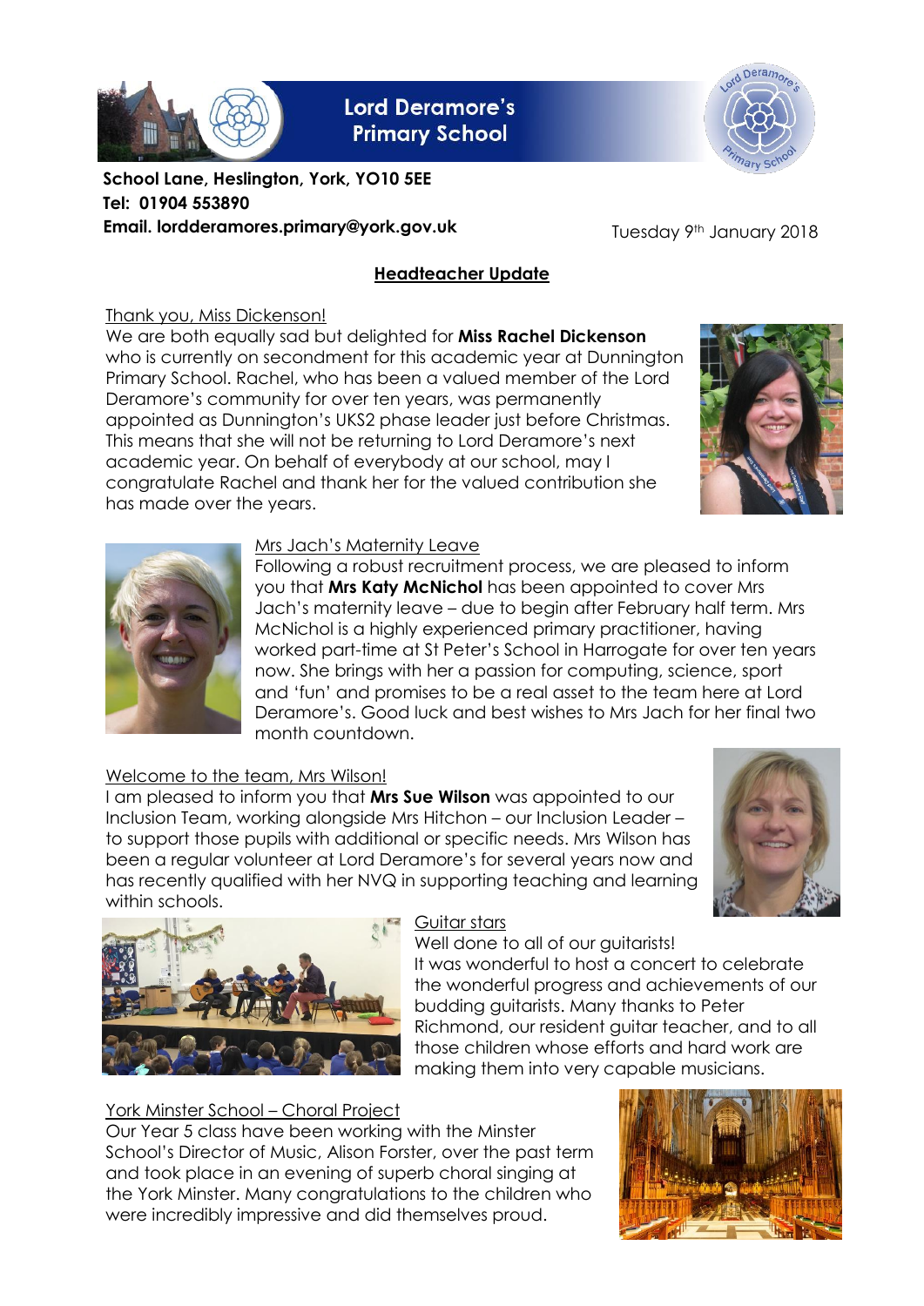# Lord Deramore's Primary School

**School Lane, Heslington, York, YO10 5EE**
**Tel: 01904 553890**
**Email. lordderamores.primary@york.gov.uk**

Tuesday 9th January 2018

## Headteacher Update

### Thank you, Miss Dickenson!

We are both equally sad but delighted for **Miss Rachel Dickenson** who is currently on secondment for this academic year at Dunnington Primary School. Rachel, who has been a valued member of the Lord Deramore's community for over ten years, was permanently appointed as Dunnington's UKS2 phase leader just before Christmas. This means that she will not be returning to Lord Deramore's next academic year. On behalf of everybody at our school, may I congratulate Rachel and thank her for the valued contribution she has made over the years.

### Mrs Jach's Maternity Leave

Following a robust recruitment process, we are pleased to inform you that **Mrs Katy McNichol** has been appointed to cover Mrs Jach's maternity leave – due to begin after February half term. Mrs McNichol is a highly experienced primary practitioner, having worked part-time at St Peter's School in Harrogate for over ten years now. She brings with her a passion for computing, science, sport and 'fun' and promises to be a real asset to the team here at Lord Deramore's. Good luck and best wishes to Mrs Jach for her final two month countdown.

### Welcome to the team, Mrs Wilson!

I am pleased to inform you that **Mrs Sue Wilson** was appointed to our Inclusion Team, working alongside Mrs Hitchon – our Inclusion Leader – to support those pupils with additional or specific needs. Mrs Wilson has been a regular volunteer at Lord Deramore's for several years now and has recently qualified with her NVQ in supporting teaching and learning within schools.

### Guitar stars

Well done to all of our guitarists!
It was wonderful to host a concert to celebrate the wonderful progress and achievements of our budding guitarists. Many thanks to Peter Richmond, our resident guitar teacher, and to all those children whose efforts and hard work are making them into very capable musicians.

### York Minster School – Choral Project

Our Year 5 class have been working with the Minster School's Director of Music, Alison Forster, over the past term and took place in an evening of superb choral singing at the York Minster. Many congratulations to the children who were incredibly impressive and did themselves proud.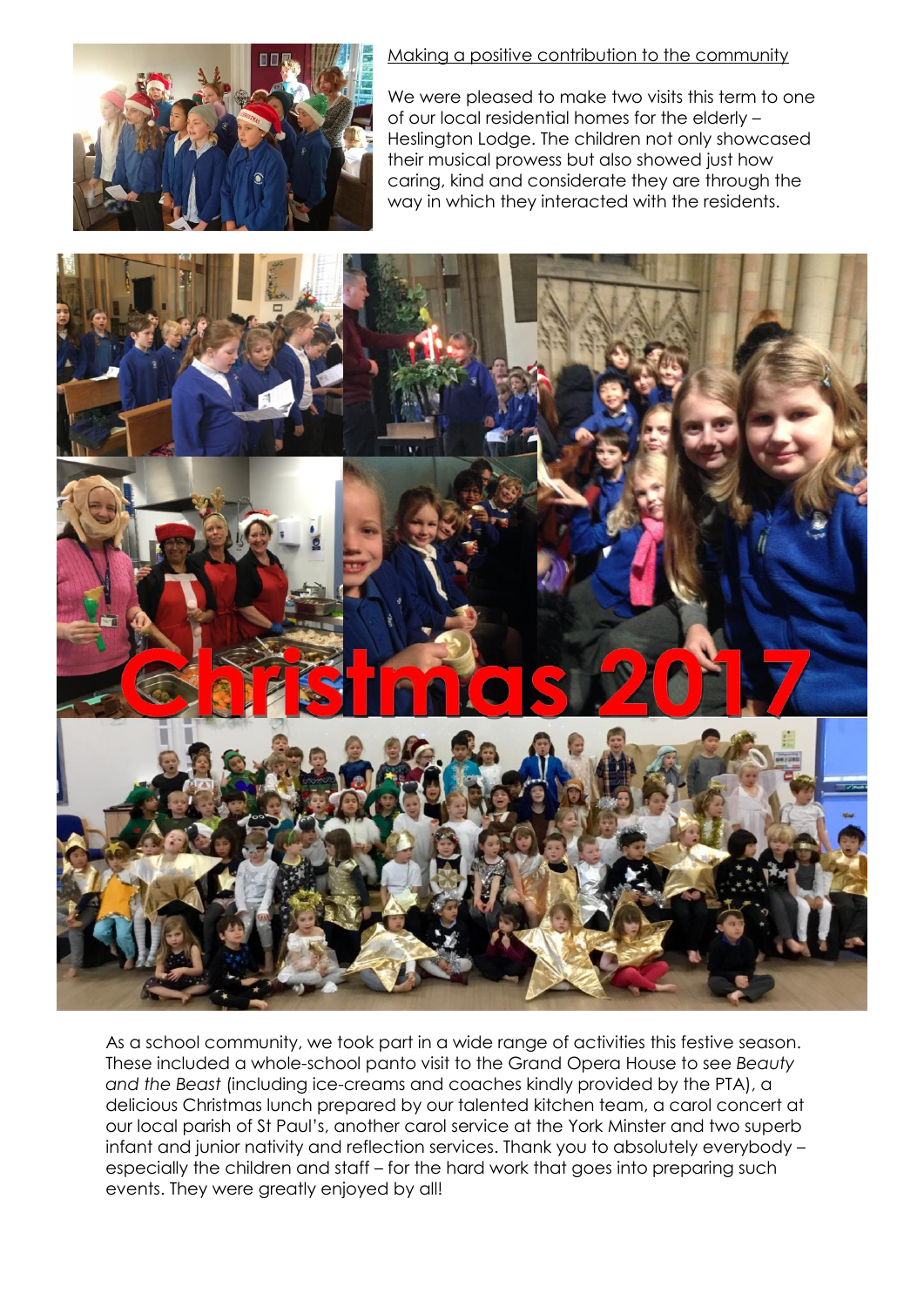Making a positive contribution to the community

We were pleased to make two visits this term to one of our local residential homes for the elderly – Heslington Lodge. The children not only showcased their musical prowess but also showed just how caring, kind and considerate they are through the way in which they interacted with the residents.

# Christmas 2017

As a school community, we took part in a wide range of activities this festive season. These included a whole-school panto visit to the Grand Opera House to see *Beauty and the Beast* (including ice-creams and coaches kindly provided by the PTA), a delicious Christmas lunch prepared by our talented kitchen team, a carol concert at our local parish of St Paul's, another carol service at the York Minster and two superb infant and junior nativity and reflection services. Thank you to absolutely everybody – especially the children and staff – for the hard work that goes into preparing such events. They were greatly enjoyed by all!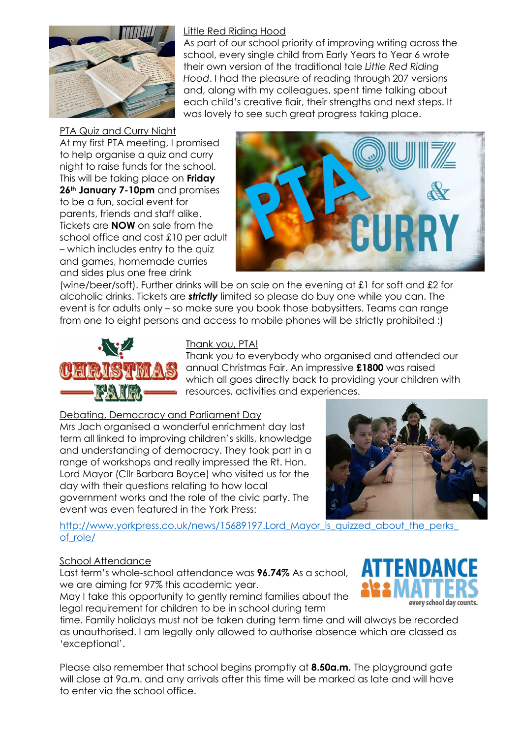## Little Red Riding Hood

As part of our school priority of improving writing across the school, every single child from Early Years to Year 6 wrote their own version of the traditional tale *Little Red Riding Hood*. I had the pleasure of reading through 207 versions and, along with my colleagues, spent time talking about each child's creative flair, their strengths and next steps. It was lovely to see such great progress taking place.

## PTA Quiz and Curry Night

At my first PTA meeting, I promised to help organise a quiz and curry night to raise funds for the school. This will be taking place on **Friday 26th January 7-10pm** and promises to be a fun, social event for parents, friends and staff alike. Tickets are **NOW** on sale from the school office and cost £10 per adult – which includes entry to the quiz and games, homemade curries and sides plus one free drink (wine/beer/soft). Further drinks will be on sale on the evening at £1 for soft and £2 for alcoholic drinks. Tickets are ***strictly*** limited so please do buy one while you can. The event is for adults only – so make sure you book those babysitters. Teams can range from one to eight persons and access to mobile phones will be strictly prohibited :)

## Thank you, PTA!

Thank you to everybody who organised and attended our annual Christmas Fair. An impressive **£1800** was raised which all goes directly back to providing your children with resources, activities and experiences.

## Debating, Democracy and Parliament Day

Mrs Jach organised a wonderful enrichment day last term all linked to improving children's skills, knowledge and understanding of democracy. They took part in a range of workshops and really impressed the Rt. Hon. Lord Mayor (Cllr Barbara Boyce) who visited us for the day with their questions relating to how local government works and the role of the civic party. The event was even featured in the York Press:

http://www.yorkpress.co.uk/news/15689197.Lord_Mayor_is_quizzed_about_the_perks_of_role/

## School Attendance

Last term's whole-school attendance was **96.74%** As a school, we are aiming for 97% this academic year.

May I take this opportunity to gently remind families about the legal requirement for children to be in school during term time. Family holidays must not be taken during term time and will always be recorded as unauthorised. I am legally only allowed to authorise absence which are classed as 'exceptional'.

Please also remember that school begins promptly at **8.50a.m.** The playground gate will close at 9a.m. and any arrivals after this time will be marked as late and will have to enter via the school office.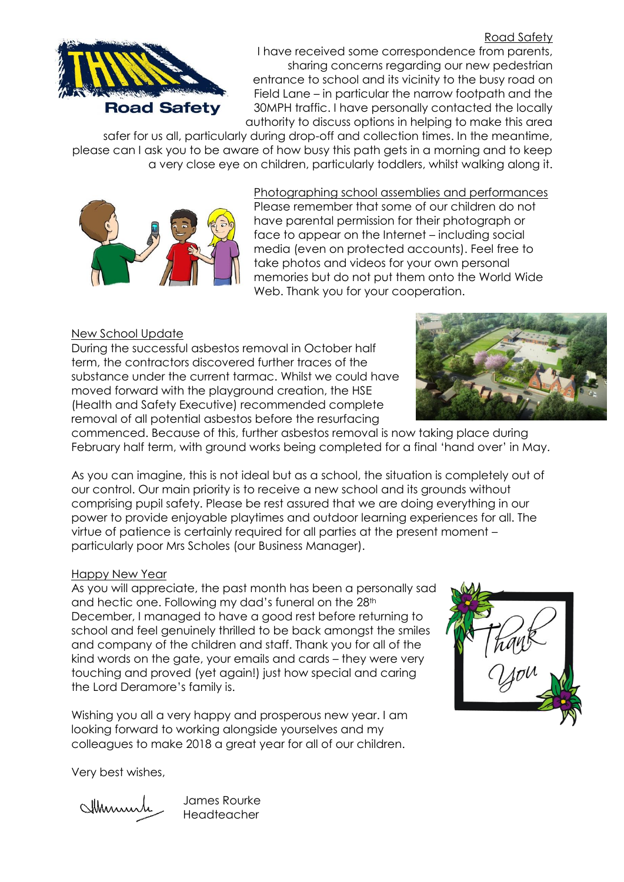## Road Safety

I have received some correspondence from parents, sharing concerns regarding our new pedestrian entrance to school and its vicinity to the busy road on Field Lane – in particular the narrow footpath and the 30MPH traffic. I have personally contacted the locally authority to discuss options in helping to make this area safer for us all, particularly during drop-off and collection times. In the meantime, please can I ask you to be aware of how busy this path gets in a morning and to keep a very close eye on children, particularly toddlers, whilst walking along it.

## Photographing school assemblies and performances

Please remember that some of our children do not have parental permission for their photograph or face to appear on the Internet – including social media (even on protected accounts). Feel free to take photos and videos for your own personal memories but do not put them onto the World Wide Web. Thank you for your cooperation.

## New School Update

During the successful asbestos removal in October half term, the contractors discovered further traces of the substance under the current tarmac. Whilst we could have moved forward with the playground creation, the HSE (Health and Safety Executive) recommended complete removal of all potential asbestos before the resurfacing commenced. Because of this, further asbestos removal is now taking place during February half term, with ground works being completed for a final 'hand over' in May.

As you can imagine, this is not ideal but as a school, the situation is completely out of our control. Our main priority is to receive a new school and its grounds without comprising pupil safety. Please be rest assured that we are doing everything in our power to provide enjoyable playtimes and outdoor learning experiences for all. The virtue of patience is certainly required for all parties at the present moment – particularly poor Mrs Scholes (our Business Manager).

## Happy New Year

As you will appreciate, the past month has been a personally sad and hectic one. Following my dad's funeral on the 28th December, I managed to have a good rest before returning to school and feel genuinely thrilled to be back amongst the smiles and company of the children and staff. Thank you for all of the kind words on the gate, your emails and cards – they were very touching and proved (yet again!) just how special and caring the Lord Deramore's family is.

Wishing you all a very happy and prosperous new year. I am looking forward to working alongside yourselves and my colleagues to make 2018 a great year for all of our children.

Very best wishes,

James Rourke
Headteacher